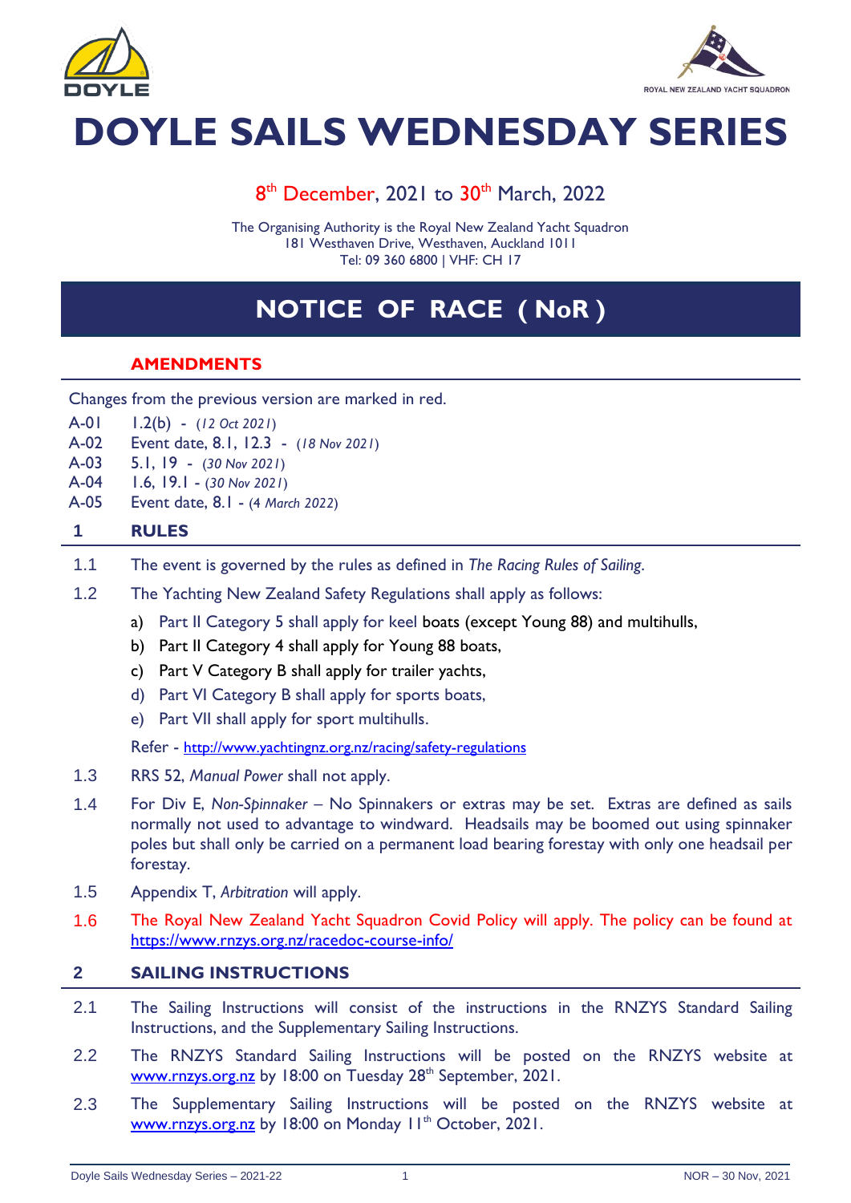# DOYLE SAILS WEDNESDAY SERIES

8th December, 2021 to 30th March, 2022

The Organising Authority is the Royal New Zealand Yacht Squadron
181 Westhaven Drive, Westhaven, Auckland 1011
Tel: 09 360 6800 | VHF: CH 17

## NOTICE OF RACE ( NoR )

### AMENDMENTS

Changes from the previous version are marked in red.

A-01 1.2(b) - (*12 Oct 2021*)
A-02 Event date, 8.1, 12.3 - (*18 Nov 2021*)
A-03 5.1, 19 - (*30 Nov 2021*)
A-04 1.6, 19.1 - (*30 Nov 2021*)
A-05 Event date, 8.1 - (*4 March 2022*)

### 1 RULES

1.1 The event is governed by the rules as defined in *The Racing Rules of Sailing*.

1.2 The Yachting New Zealand Safety Regulations shall apply as follows:

- a) Part II Category 5 shall apply for keel boats (except Young 88) and multihulls,
- b) Part II Category 4 shall apply for Young 88 boats,
- c) Part V Category B shall apply for trailer yachts,
- d) Part VI Category B shall apply for sports boats,
- e) Part VII shall apply for sport multihulls.

Refer - http://www.yachtingnz.org.nz/racing/safety-regulations

1.3 RRS 52, *Manual Power* shall not apply.

1.4 For Div E, *Non-Spinnaker* – No Spinnakers or extras may be set. Extras are defined as sails normally not used to advantage to windward. Headsails may be boomed out using spinnaker poles but shall only be carried on a permanent load bearing forestay with only one headsail per forestay.

1.5 Appendix T, *Arbitration* will apply.

1.6 The Royal New Zealand Yacht Squadron Covid Policy will apply. The policy can be found at https://www.rnzys.org.nz/racedoc-course-info/

### 2 SAILING INSTRUCTIONS

2.1 The Sailing Instructions will consist of the instructions in the RNZYS Standard Sailing Instructions, and the Supplementary Sailing Instructions.

2.2 The RNZYS Standard Sailing Instructions will be posted on the RNZYS website at www.rnzys.org.nz by 18:00 on Tuesday 28th September, 2021.

2.3 The Supplementary Sailing Instructions will be posted on the RNZYS website at www.rnzys.org.nz by 18:00 on Monday 11th October, 2021.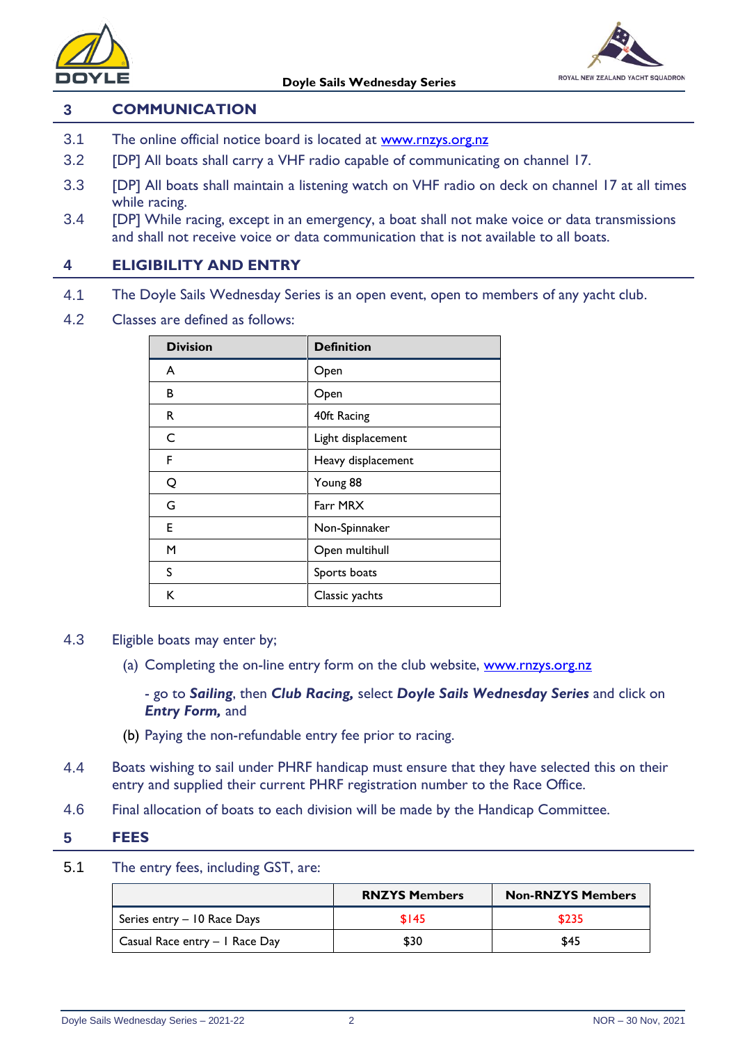## 3 COMMUNICATION

3.1 The online official notice board is located at www.rnzys.org.nz

3.2 [DP] All boats shall carry a VHF radio capable of communicating on channel 17.

3.3 [DP] All boats shall maintain a listening watch on VHF radio on deck on channel 17 at all times while racing.

3.4 [DP] While racing, except in an emergency, a boat shall not make voice or data transmissions and shall not receive voice or data communication that is not available to all boats.

## 4 ELIGIBILITY AND ENTRY

4.1 The Doyle Sails Wednesday Series is an open event, open to members of any yacht club.

4.2 Classes are defined as follows:

| Division | Definition |
|---|---|
| A | Open |
| B | Open |
| R | 40ft Racing |
| C | Light displacement |
| F | Heavy displacement |
| Q | Young 88 |
| G | Farr MRX |
| E | Non-Spinnaker |
| M | Open multihull |
| S | Sports boats |
| K | Classic yachts |

4.3 Eligible boats may enter by;

(a) Completing the on-line entry form on the club website, www.rnzys.org.nz

- go to ***Sailing***, then ***Club Racing,*** select ***Doyle Sails Wednesday Series*** and click on ***Entry Form,*** and

(b) Paying the non-refundable entry fee prior to racing.

4.4 Boats wishing to sail under PHRF handicap must ensure that they have selected this on their entry and supplied their current PHRF registration number to the Race Office.

4.6 Final allocation of boats to each division will be made by the Handicap Committee.

## 5 FEES

5.1 The entry fees, including GST, are:

| | RNZYS Members | Non-RNZYS Members |
|---|---|---|
| Series entry – 10 Race Days | $145 | $235 |
| Casual Race entry – 1 Race Day | $30 | $45 |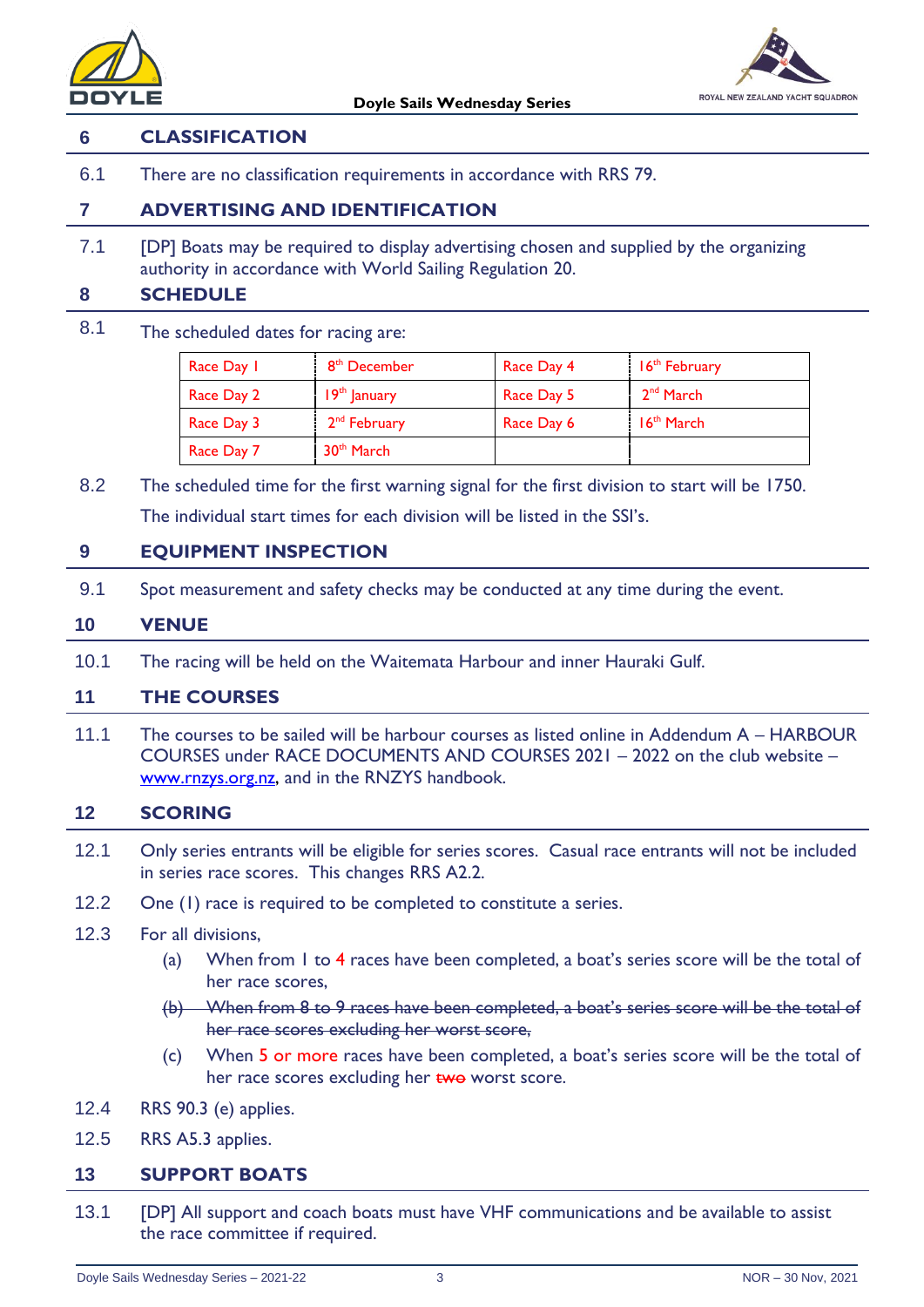## 6 CLASSIFICATION

6.1 There are no classification requirements in accordance with RRS 79.

## 7 ADVERTISING AND IDENTIFICATION

7.1 [DP] Boats may be required to display advertising chosen and supplied by the organizing authority in accordance with World Sailing Regulation 20.

## 8 SCHEDULE

8.1 The scheduled dates for racing are:

| | | | |
|---|---|---|---|
| Race Day 1 | 8th December | Race Day 4 | 16th February |
| Race Day 2 | 19th January | Race Day 5 | 2nd March |
| Race Day 3 | 2nd February | Race Day 6 | 16th March |
| Race Day 7 | 30th March | | |

8.2 The scheduled time for the first warning signal for the first division to start will be 1750.

The individual start times for each division will be listed in the SSI's.

## 9 EQUIPMENT INSPECTION

9.1 Spot measurement and safety checks may be conducted at any time during the event.

## 10 VENUE

10.1 The racing will be held on the Waitemata Harbour and inner Hauraki Gulf.

## 11 THE COURSES

11.1 The courses to be sailed will be harbour courses as listed online in Addendum A – HARBOUR COURSES under RACE DOCUMENTS AND COURSES 2021 – 2022 on the club website – www.rnzys.org.nz, and in the RNZYS handbook.

## 12 SCORING

12.1 Only series entrants will be eligible for series scores. Casual race entrants will not be included in series race scores. This changes RRS A2.2.

12.2 One (1) race is required to be completed to constitute a series.

12.3 For all divisions,

(a) When from 1 to 4 races have been completed, a boat's series score will be the total of her race scores,

~~(b) When from 8 to 9 races have been completed, a boat's series score will be the total of her race scores excluding her worst score,~~

(c) When 5 or more races have been completed, a boat's series score will be the total of her race scores excluding her ~~two~~ worst score.

12.4 RRS 90.3 (e) applies.

12.5 RRS A5.3 applies.

## 13 SUPPORT BOATS

13.1 [DP] All support and coach boats must have VHF communications and be available to assist the race committee if required.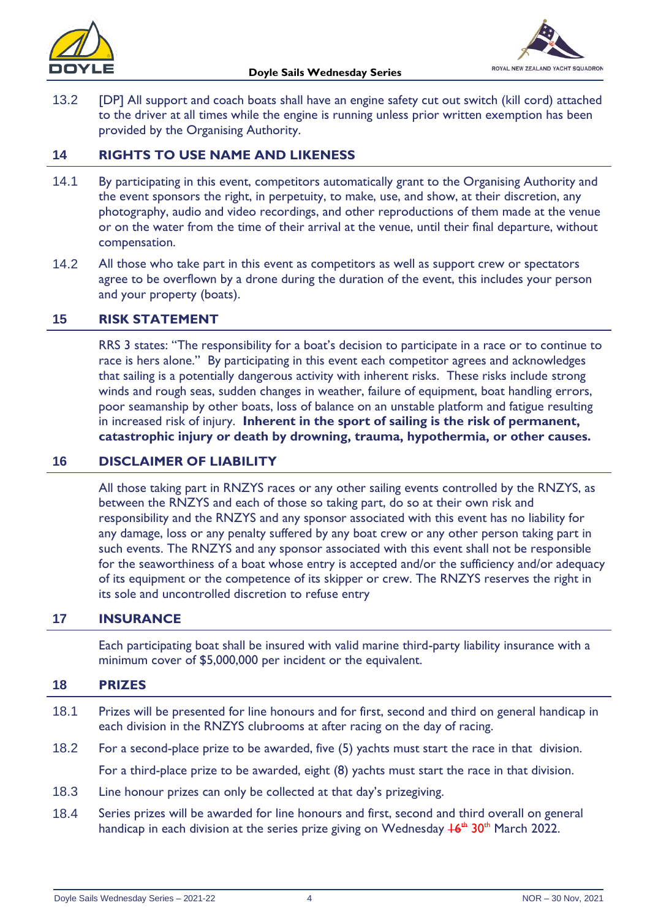13.2 [DP] All support and coach boats shall have an engine safety cut out switch (kill cord) attached to the driver at all times while the engine is running unless prior written exemption has been provided by the Organising Authority.

## 14 RIGHTS TO USE NAME AND LIKENESS

14.1 By participating in this event, competitors automatically grant to the Organising Authority and the event sponsors the right, in perpetuity, to make, use, and show, at their discretion, any photography, audio and video recordings, and other reproductions of them made at the venue or on the water from the time of their arrival at the venue, until their final departure, without compensation.

14.2 All those who take part in this event as competitors as well as support crew or spectators agree to be overflown by a drone during the duration of the event, this includes your person and your property (boats).

## 15 RISK STATEMENT

RRS 3 states: "The responsibility for a boat's decision to participate in a race or to continue to race is hers alone." By participating in this event each competitor agrees and acknowledges that sailing is a potentially dangerous activity with inherent risks. These risks include strong winds and rough seas, sudden changes in weather, failure of equipment, boat handling errors, poor seamanship by other boats, loss of balance on an unstable platform and fatigue resulting in increased risk of injury. **Inherent in the sport of sailing is the risk of permanent, catastrophic injury or death by drowning, trauma, hypothermia, or other causes.**

## 16 DISCLAIMER OF LIABILITY

All those taking part in RNZYS races or any other sailing events controlled by the RNZYS, as between the RNZYS and each of those so taking part, do so at their own risk and responsibility and the RNZYS and any sponsor associated with this event has no liability for any damage, loss or any penalty suffered by any boat crew or any other person taking part in such events. The RNZYS and any sponsor associated with this event shall not be responsible for the seaworthiness of a boat whose entry is accepted and/or the sufficiency and/or adequacy of its equipment or the competence of its skipper or crew. The RNZYS reserves the right in its sole and uncontrolled discretion to refuse entry

## 17 INSURANCE

Each participating boat shall be insured with valid marine third-party liability insurance with a minimum cover of $5,000,000 per incident or the equivalent.

## 18 PRIZES

18.1 Prizes will be presented for line honours and for first, second and third on general handicap in each division in the RNZYS clubrooms at after racing on the day of racing.

18.2 For a second-place prize to be awarded, five (5) yachts must start the race in that division.

For a third-place prize to be awarded, eight (8) yachts must start the race in that division.

18.3 Line honour prizes can only be collected at that day's prizegiving.

18.4 Series prizes will be awarded for line honours and first, second and third overall on general handicap in each division at the series prize giving on Wednesday ~~16th~~ 30th March 2022.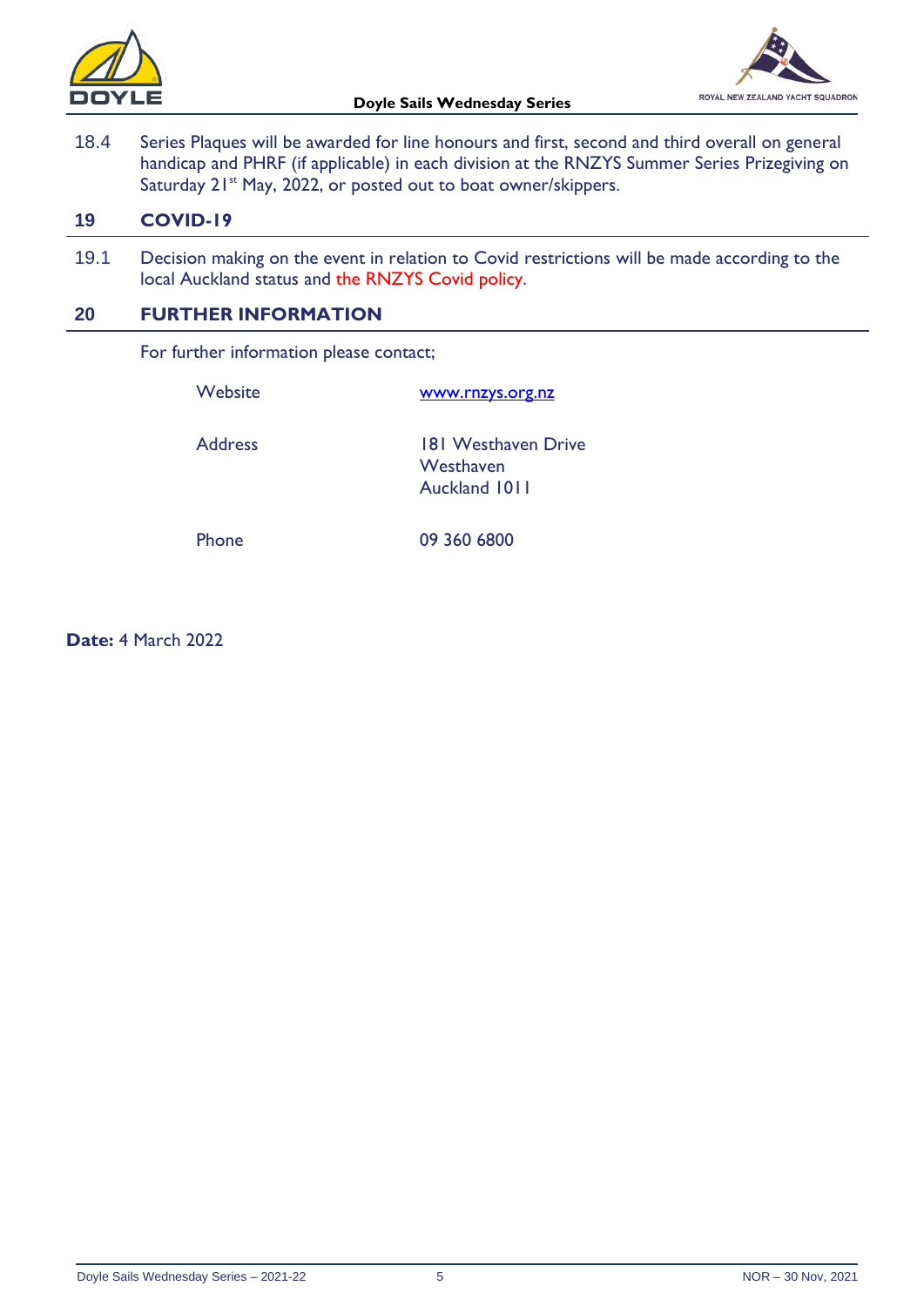18.4 Series Plaques will be awarded for line honours and first, second and third overall on general handicap and PHRF (if applicable) in each division at the RNZYS Summer Series Prizegiving on Saturday 21st May, 2022, or posted out to boat owner/skippers.

## 19 COVID-19

19.1 Decision making on the event in relation to Covid restrictions will be made according to the local Auckland status and the RNZYS Covid policy.

## 20 FURTHER INFORMATION

For further information please contact;

| | |
|---|---|
| Website | www.rnzys.org.nz |
| Address | 181 Westhaven Drive<br>Westhaven<br>Auckland 1011 |
| Phone | 09 360 6800 |

**Date:** 4 March 2022